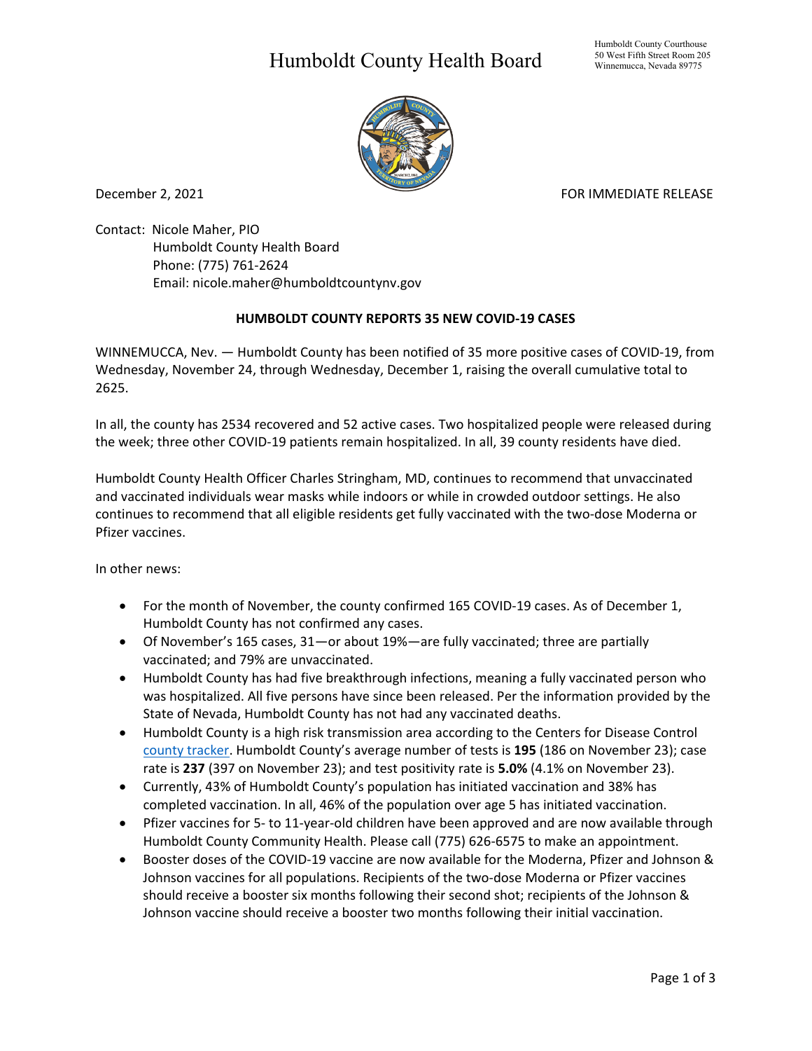# Humboldt County Health Board

Humboldt County Courthouse
50 West Fifth Street Room 205
Winnemucca, Nevada 89775

December 2, 2021

FOR IMMEDIATE RELEASE

Contact: Nicole Maher, PIO
Humboldt County Health Board
Phone: (775) 761-2624
Email: nicole.maher@humboldtcountynv.gov

**HUMBOLDT COUNTY REPORTS 35 NEW COVID-19 CASES**

WINNEMUCCA, Nev. — Humboldt County has been notified of 35 more positive cases of COVID-19, from Wednesday, November 24, through Wednesday, December 1, raising the overall cumulative total to 2625.

In all, the county has 2534 recovered and 52 active cases. Two hospitalized people were released during the week; three other COVID-19 patients remain hospitalized. In all, 39 county residents have died.

Humboldt County Health Officer Charles Stringham, MD, continues to recommend that unvaccinated and vaccinated individuals wear masks while indoors or while in crowded outdoor settings. He also continues to recommend that all eligible residents get fully vaccinated with the two-dose Moderna or Pfizer vaccines.

In other news:

- For the month of November, the county confirmed 165 COVID-19 cases. As of December 1, Humboldt County has not confirmed any cases.
- Of November's 165 cases, 31—or about 19%—are fully vaccinated; three are partially vaccinated; and 79% are unvaccinated.
- Humboldt County has had five breakthrough infections, meaning a fully vaccinated person who was hospitalized. All five persons have since been released. Per the information provided by the State of Nevada, Humboldt County has not had any vaccinated deaths.
- Humboldt County is a high risk transmission area according to the Centers for Disease Control county tracker. Humboldt County's average number of tests is **195** (186 on November 23); case rate is **237** (397 on November 23); and test positivity rate is **5.0%** (4.1% on November 23).
- Currently, 43% of Humboldt County's population has initiated vaccination and 38% has completed vaccination. In all, 46% of the population over age 5 has initiated vaccination.
- Pfizer vaccines for 5- to 11-year-old children have been approved and are now available through Humboldt County Community Health. Please call (775) 626-6575 to make an appointment.
- Booster doses of the COVID-19 vaccine are now available for the Moderna, Pfizer and Johnson & Johnson vaccines for all populations. Recipients of the two-dose Moderna or Pfizer vaccines should receive a booster six months following their second shot; recipients of the Johnson & Johnson vaccine should receive a booster two months following their initial vaccination.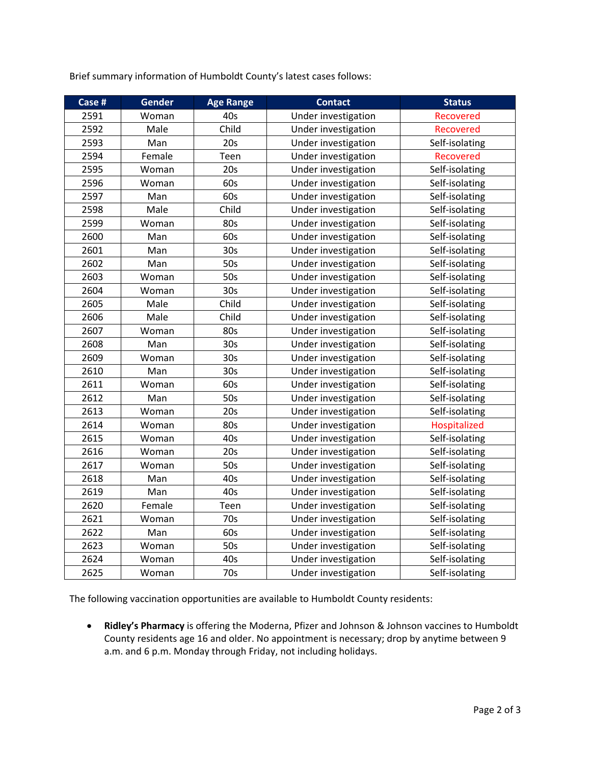Brief summary information of Humboldt County's latest cases follows:

| Case # | Gender | Age Range | Contact | Status |
|---|---|---|---|---|
| 2591 | Woman | 40s | Under investigation | Recovered |
| 2592 | Male | Child | Under investigation | Recovered |
| 2593 | Man | 20s | Under investigation | Self-isolating |
| 2594 | Female | Teen | Under investigation | Recovered |
| 2595 | Woman | 20s | Under investigation | Self-isolating |
| 2596 | Woman | 60s | Under investigation | Self-isolating |
| 2597 | Man | 60s | Under investigation | Self-isolating |
| 2598 | Male | Child | Under investigation | Self-isolating |
| 2599 | Woman | 80s | Under investigation | Self-isolating |
| 2600 | Man | 60s | Under investigation | Self-isolating |
| 2601 | Man | 30s | Under investigation | Self-isolating |
| 2602 | Man | 50s | Under investigation | Self-isolating |
| 2603 | Woman | 50s | Under investigation | Self-isolating |
| 2604 | Woman | 30s | Under investigation | Self-isolating |
| 2605 | Male | Child | Under investigation | Self-isolating |
| 2606 | Male | Child | Under investigation | Self-isolating |
| 2607 | Woman | 80s | Under investigation | Self-isolating |
| 2608 | Man | 30s | Under investigation | Self-isolating |
| 2609 | Woman | 30s | Under investigation | Self-isolating |
| 2610 | Man | 30s | Under investigation | Self-isolating |
| 2611 | Woman | 60s | Under investigation | Self-isolating |
| 2612 | Man | 50s | Under investigation | Self-isolating |
| 2613 | Woman | 20s | Under investigation | Self-isolating |
| 2614 | Woman | 80s | Under investigation | Hospitalized |
| 2615 | Woman | 40s | Under investigation | Self-isolating |
| 2616 | Woman | 20s | Under investigation | Self-isolating |
| 2617 | Woman | 50s | Under investigation | Self-isolating |
| 2618 | Man | 40s | Under investigation | Self-isolating |
| 2619 | Man | 40s | Under investigation | Self-isolating |
| 2620 | Female | Teen | Under investigation | Self-isolating |
| 2621 | Woman | 70s | Under investigation | Self-isolating |
| 2622 | Man | 60s | Under investigation | Self-isolating |
| 2623 | Woman | 50s | Under investigation | Self-isolating |
| 2624 | Woman | 40s | Under investigation | Self-isolating |
| 2625 | Woman | 70s | Under investigation | Self-isolating |

The following vaccination opportunities are available to Humboldt County residents:

- **Ridley's Pharmacy** is offering the Moderna, Pfizer and Johnson & Johnson vaccines to Humboldt County residents age 16 and older. No appointment is necessary; drop by anytime between 9 a.m. and 6 p.m. Monday through Friday, not including holidays.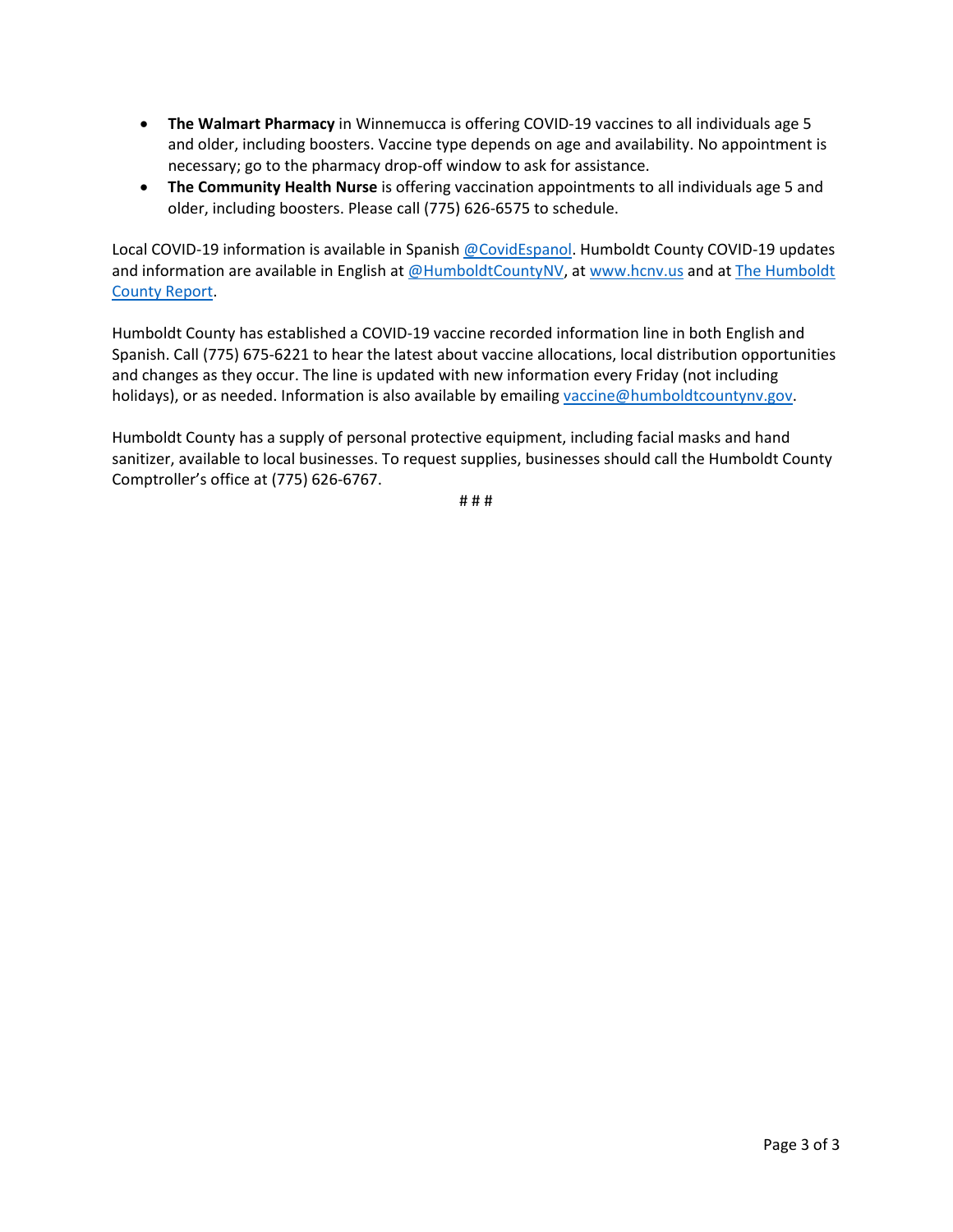- **The Walmart Pharmacy** in Winnemucca is offering COVID-19 vaccines to all individuals age 5 and older, including boosters. Vaccine type depends on age and availability. No appointment is necessary; go to the pharmacy drop-off window to ask for assistance.
- **The Community Health Nurse** is offering vaccination appointments to all individuals age 5 and older, including boosters. Please call (775) 626-6575 to schedule.

Local COVID-19 information is available in Spanish @CovidEspanol. Humboldt County COVID-19 updates and information are available in English at @HumboldtCountyNV, at www.hcnv.us and at The Humboldt County Report.

Humboldt County has established a COVID-19 vaccine recorded information line in both English and Spanish. Call (775) 675-6221 to hear the latest about vaccine allocations, local distribution opportunities and changes as they occur. The line is updated with new information every Friday (not including holidays), or as needed. Information is also available by emailing vaccine@humboldtcountynv.gov.

Humboldt County has a supply of personal protective equipment, including facial masks and hand sanitizer, available to local businesses. To request supplies, businesses should call the Humboldt County Comptroller's office at (775) 626-6767.

# # #